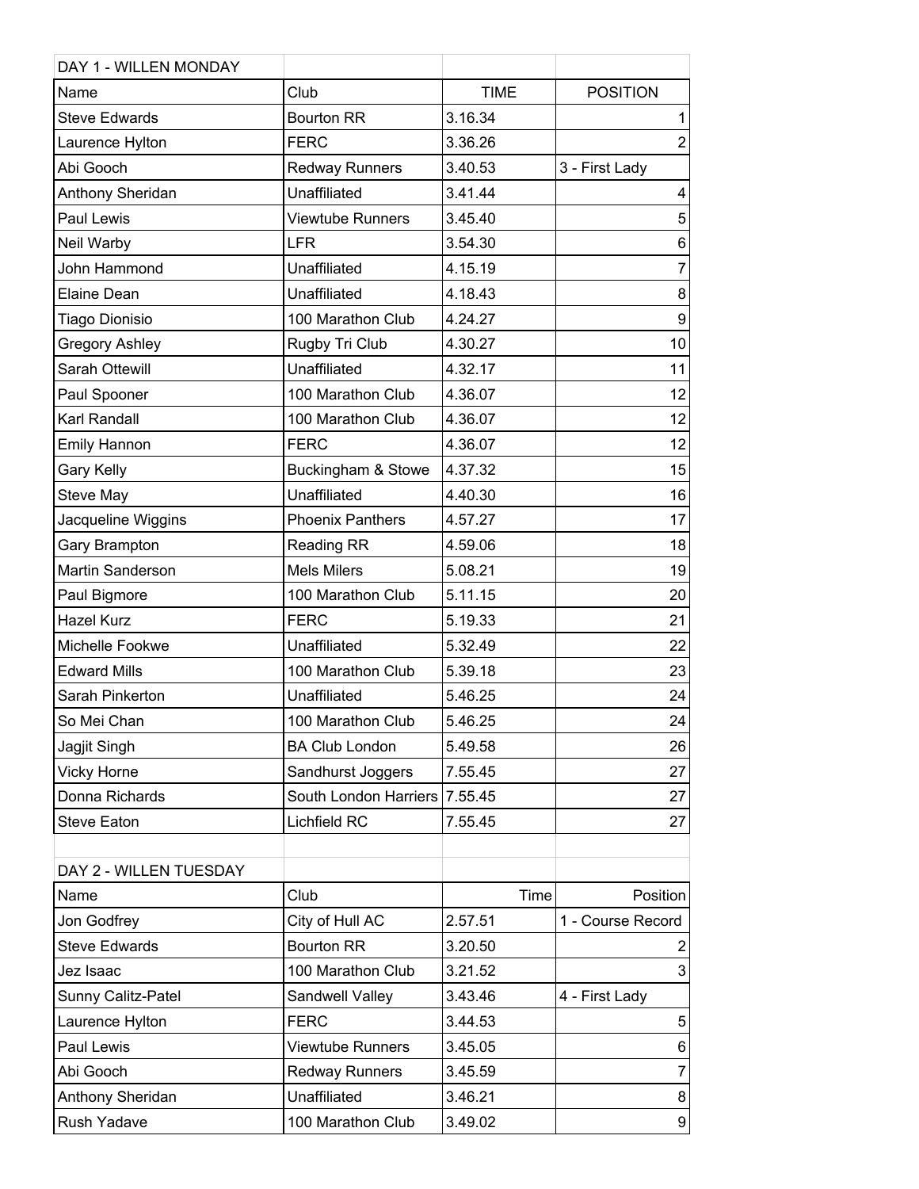## DAY 1 - WILLEN MONDAY

| Name | Club | TIME | POSITION |
|---|---|---|---|
| Steve Edwards | Bourton RR | 3.16.34 | 1 |
| Laurence Hylton | FERC | 3.36.26 | 2 |
| Abi Gooch | Redway Runners | 3.40.53 | 3 - First Lady |
| Anthony Sheridan | Unaffiliated | 3.41.44 | 4 |
| Paul Lewis | Viewtube Runners | 3.45.40 | 5 |
| Neil Warby | LFR | 3.54.30 | 6 |
| John Hammond | Unaffiliated | 4.15.19 | 7 |
| Elaine Dean | Unaffiliated | 4.18.43 | 8 |
| Tiago Dionisio | 100 Marathon Club | 4.24.27 | 9 |
| Gregory Ashley | Rugby Tri Club | 4.30.27 | 10 |
| Sarah Ottewill | Unaffiliated | 4.32.17 | 11 |
| Paul Spooner | 100 Marathon Club | 4.36.07 | 12 |
| Karl Randall | 100 Marathon Club | 4.36.07 | 12 |
| Emily Hannon | FERC | 4.36.07 | 12 |
| Gary Kelly | Buckingham & Stowe | 4.37.32 | 15 |
| Steve May | Unaffiliated | 4.40.30 | 16 |
| Jacqueline Wiggins | Phoenix Panthers | 4.57.27 | 17 |
| Gary Brampton | Reading RR | 4.59.06 | 18 |
| Martin Sanderson | Mels Milers | 5.08.21 | 19 |
| Paul Bigmore | 100 Marathon Club | 5.11.15 | 20 |
| Hazel Kurz | FERC | 5.19.33 | 21 |
| Michelle Fookwe | Unaffiliated | 5.32.49 | 22 |
| Edward Mills | 100 Marathon Club | 5.39.18 | 23 |
| Sarah Pinkerton | Unaffiliated | 5.46.25 | 24 |
| So Mei Chan | 100 Marathon Club | 5.46.25 | 24 |
| Jagjit Singh | BA Club London | 5.49.58 | 26 |
| Vicky Horne | Sandhurst Joggers | 7.55.45 | 27 |
| Donna Richards | South London Harriers | 7.55.45 | 27 |
| Steve Eaton | Lichfield RC | 7.55.45 | 27 |

## DAY 2 - WILLEN TUESDAY

| Name | Club | Time | Position |
|---|---|---|---|
| Jon Godfrey | City of Hull AC | 2.57.51 | 1 - Course Record |
| Steve Edwards | Bourton RR | 3.20.50 | 2 |
| Jez Isaac | 100 Marathon Club | 3.21.52 | 3 |
| Sunny Calitz-Patel | Sandwell Valley | 3.43.46 | 4 - First Lady |
| Laurence Hylton | FERC | 3.44.53 | 5 |
| Paul Lewis | Viewtube Runners | 3.45.05 | 6 |
| Abi Gooch | Redway Runners | 3.45.59 | 7 |
| Anthony Sheridan | Unaffiliated | 3.46.21 | 8 |
| Rush Yadave | 100 Marathon Club | 3.49.02 | 9 |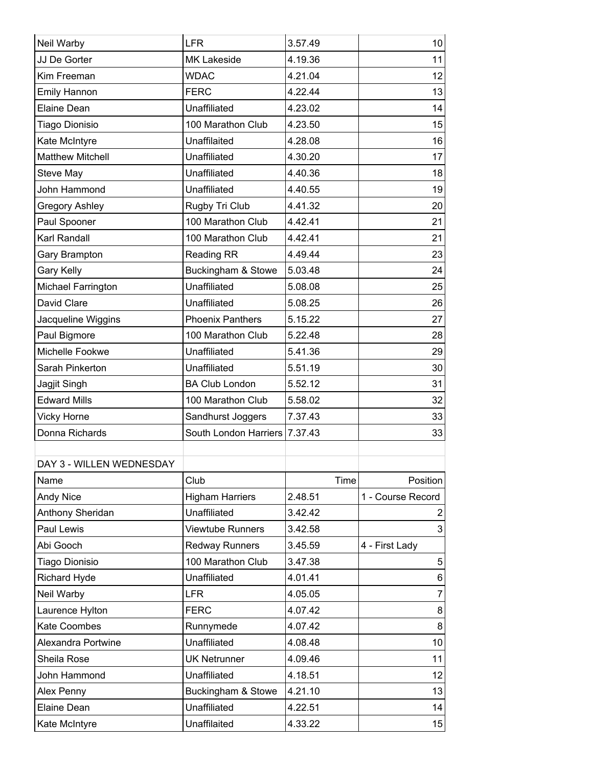| | | | |
|---|---|---|---|
| Neil Warby | LFR | 3.57.49 | 10 |
| JJ De Gorter | MK Lakeside | 4.19.36 | 11 |
| Kim Freeman | WDAC | 4.21.04 | 12 |
| Emily Hannon | FERC | 4.22.44 | 13 |
| Elaine Dean | Unaffiliated | 4.23.02 | 14 |
| Tiago Dionisio | 100 Marathon Club | 4.23.50 | 15 |
| Kate McIntyre | Unaffilaited | 4.28.08 | 16 |
| Matthew Mitchell | Unaffiliated | 4.30.20 | 17 |
| Steve May | Unaffiliated | 4.40.36 | 18 |
| John Hammond | Unaffiliated | 4.40.55 | 19 |
| Gregory Ashley | Rugby Tri Club | 4.41.32 | 20 |
| Paul Spooner | 100 Marathon Club | 4.42.41 | 21 |
| Karl Randall | 100 Marathon Club | 4.42.41 | 21 |
| Gary Brampton | Reading RR | 4.49.44 | 23 |
| Gary Kelly | Buckingham & Stowe | 5.03.48 | 24 |
| Michael Farrington | Unaffiliated | 5.08.08 | 25 |
| David Clare | Unaffiliated | 5.08.25 | 26 |
| Jacqueline Wiggins | Phoenix Panthers | 5.15.22 | 27 |
| Paul Bigmore | 100 Marathon Club | 5.22.48 | 28 |
| Michelle Fookwe | Unaffiliated | 5.41.36 | 29 |
| Sarah Pinkerton | Unaffiliated | 5.51.19 | 30 |
| Jagjit Singh | BA Club London | 5.52.12 | 31 |
| Edward Mills | 100 Marathon Club | 5.58.02 | 32 |
| Vicky Horne | Sandhurst Joggers | 7.37.43 | 33 |
| Donna Richards | South London Harriers | 7.37.43 | 33 |

DAY 3 - WILLEN WEDNESDAY

| Name | Club | Time | Position |
|---|---|---|---|
| Andy Nice | Higham Harriers | 2.48.51 | 1 - Course Record |
| Anthony Sheridan | Unaffiliated | 3.42.42 | 2 |
| Paul Lewis | Viewtube Runners | 3.42.58 | 3 |
| Abi Gooch | Redway Runners | 3.45.59 | 4 - First Lady |
| Tiago Dionisio | 100 Marathon Club | 3.47.38 | 5 |
| Richard Hyde | Unaffiliated | 4.01.41 | 6 |
| Neil Warby | LFR | 4.05.05 | 7 |
| Laurence Hylton | FERC | 4.07.42 | 8 |
| Kate Coombes | Runnymede | 4.07.42 | 8 |
| Alexandra Portwine | Unaffiliated | 4.08.48 | 10 |
| Sheila Rose | UK Netrunner | 4.09.46 | 11 |
| John Hammond | Unaffiliated | 4.18.51 | 12 |
| Alex Penny | Buckingham & Stowe | 4.21.10 | 13 |
| Elaine Dean | Unaffiliated | 4.22.51 | 14 |
| Kate McIntyre | Unaffilaited | 4.33.22 | 15 |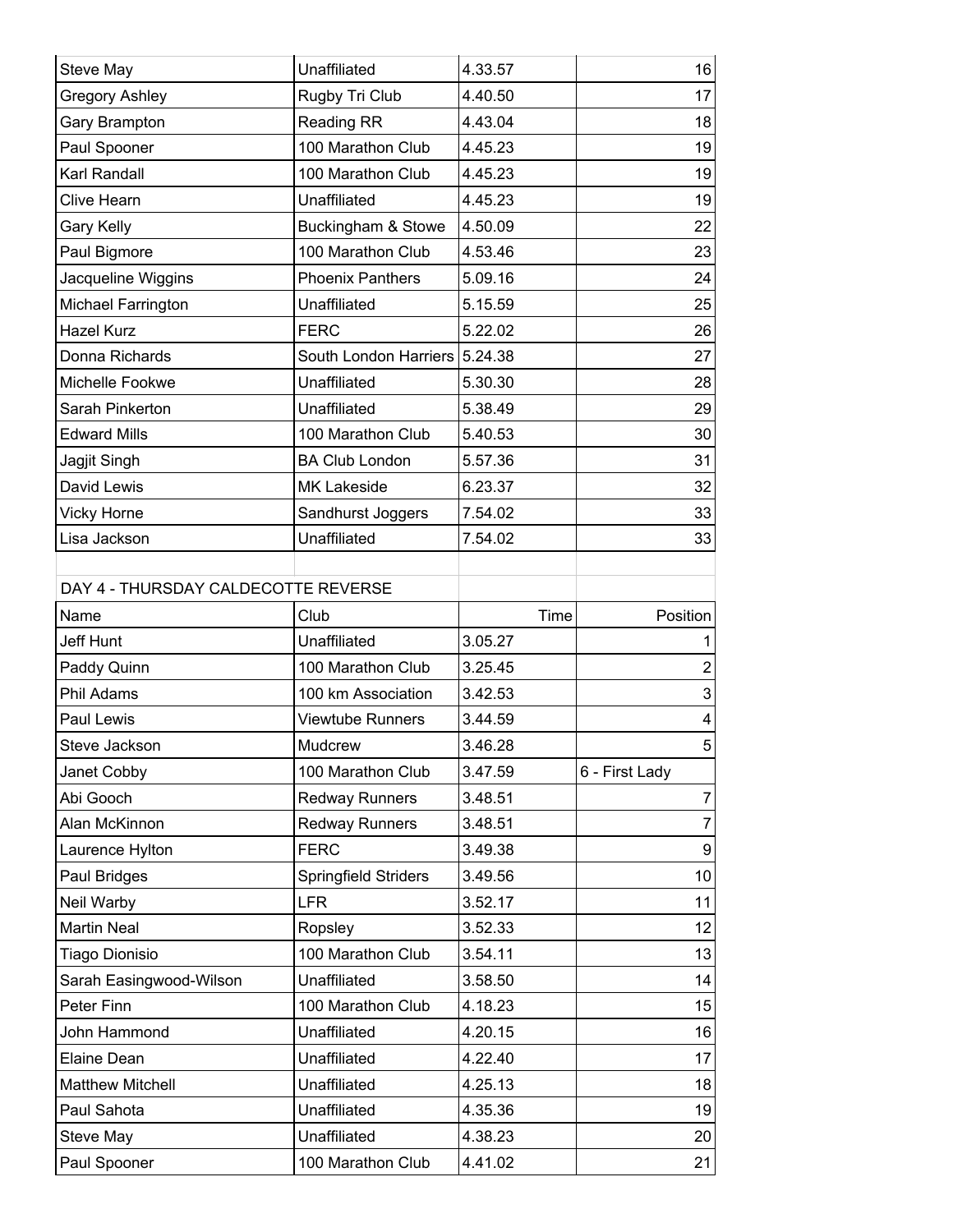| | | | |
|---|---|---|---|
| Steve May | Unaffiliated | 4.33.57 | 16 |
| Gregory Ashley | Rugby Tri Club | 4.40.50 | 17 |
| Gary Brampton | Reading RR | 4.43.04 | 18 |
| Paul Spooner | 100 Marathon Club | 4.45.23 | 19 |
| Karl Randall | 100 Marathon Club | 4.45.23 | 19 |
| Clive Hearn | Unaffiliated | 4.45.23 | 19 |
| Gary Kelly | Buckingham & Stowe | 4.50.09 | 22 |
| Paul Bigmore | 100 Marathon Club | 4.53.46 | 23 |
| Jacqueline Wiggins | Phoenix Panthers | 5.09.16 | 24 |
| Michael Farrington | Unaffiliated | 5.15.59 | 25 |
| Hazel Kurz | FERC | 5.22.02 | 26 |
| Donna Richards | South London Harriers | 5.24.38 | 27 |
| Michelle Fookwe | Unaffiliated | 5.30.30 | 28 |
| Sarah Pinkerton | Unaffiliated | 5.38.49 | 29 |
| Edward Mills | 100 Marathon Club | 5.40.53 | 30 |
| Jagjit Singh | BA Club London | 5.57.36 | 31 |
| David Lewis | MK Lakeside | 6.23.37 | 32 |
| Vicky Horne | Sandhurst Joggers | 7.54.02 | 33 |
| Lisa Jackson | Unaffiliated | 7.54.02 | 33 |

DAY 4 - THURSDAY CALDECOTTE REVERSE

| Name | Club | Time | Position |
|---|---|---|---|
| Jeff Hunt | Unaffiliated | 3.05.27 | 1 |
| Paddy Quinn | 100 Marathon Club | 3.25.45 | 2 |
| Phil Adams | 100 km Association | 3.42.53 | 3 |
| Paul Lewis | Viewtube Runners | 3.44.59 | 4 |
| Steve Jackson | Mudcrew | 3.46.28 | 5 |
| Janet Cobby | 100 Marathon Club | 3.47.59 | 6 - First Lady |
| Abi Gooch | Redway Runners | 3.48.51 | 7 |
| Alan McKinnon | Redway Runners | 3.48.51 | 7 |
| Laurence Hylton | FERC | 3.49.38 | 9 |
| Paul Bridges | Springfield Striders | 3.49.56 | 10 |
| Neil Warby | LFR | 3.52.17 | 11 |
| Martin Neal | Ropsley | 3.52.33 | 12 |
| Tiago Dionisio | 100 Marathon Club | 3.54.11 | 13 |
| Sarah Easingwood-Wilson | Unaffiliated | 3.58.50 | 14 |
| Peter Finn | 100 Marathon Club | 4.18.23 | 15 |
| John Hammond | Unaffiliated | 4.20.15 | 16 |
| Elaine Dean | Unaffiliated | 4.22.40 | 17 |
| Matthew Mitchell | Unaffiliated | 4.25.13 | 18 |
| Paul Sahota | Unaffiliated | 4.35.36 | 19 |
| Steve May | Unaffiliated | 4.38.23 | 20 |
| Paul Spooner | 100 Marathon Club | 4.41.02 | 21 |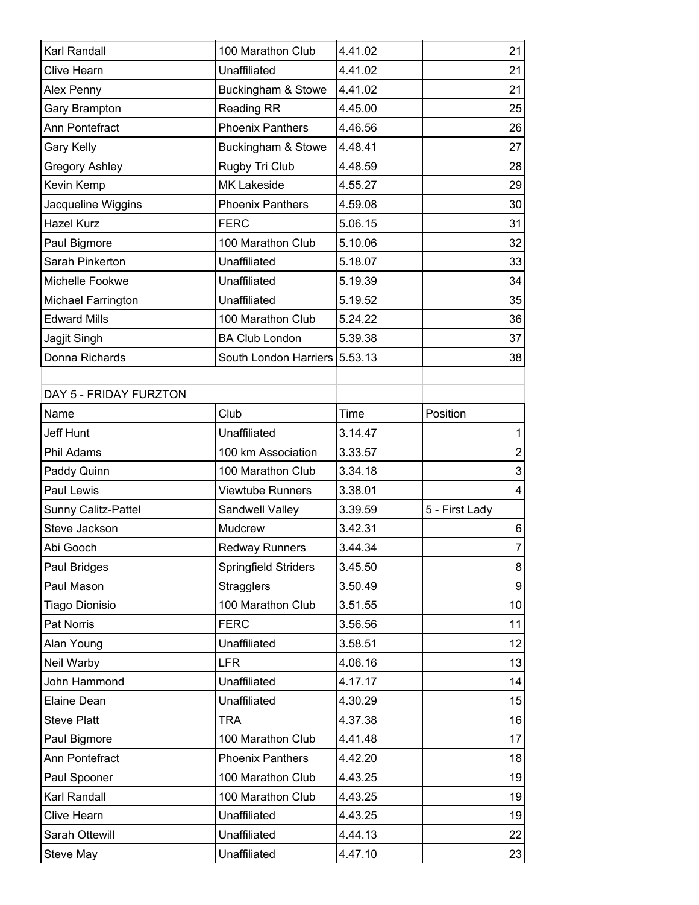| | | | |
|---|---|---|---|
| Karl Randall | 100 Marathon Club | 4.41.02 | 21 |
| Clive Hearn | Unaffiliated | 4.41.02 | 21 |
| Alex Penny | Buckingham & Stowe | 4.41.02 | 21 |
| Gary Brampton | Reading RR | 4.45.00 | 25 |
| Ann Pontefract | Phoenix Panthers | 4.46.56 | 26 |
| Gary Kelly | Buckingham & Stowe | 4.48.41 | 27 |
| Gregory Ashley | Rugby Tri Club | 4.48.59 | 28 |
| Kevin Kemp | MK Lakeside | 4.55.27 | 29 |
| Jacqueline Wiggins | Phoenix Panthers | 4.59.08 | 30 |
| Hazel Kurz | FERC | 5.06.15 | 31 |
| Paul Bigmore | 100 Marathon Club | 5.10.06 | 32 |
| Sarah Pinkerton | Unaffiliated | 5.18.07 | 33 |
| Michelle Fookwe | Unaffiliated | 5.19.39 | 34 |
| Michael Farrington | Unaffiliated | 5.19.52 | 35 |
| Edward Mills | 100 Marathon Club | 5.24.22 | 36 |
| Jagjit Singh | BA Club London | 5.39.38 | 37 |
| Donna Richards | South London Harriers | 5.53.13 | 38 |

DAY 5 - FRIDAY FURZTON

| Name | Club | Time | Position |
|---|---|---|---|
| Jeff Hunt | Unaffiliated | 3.14.47 | 1 |
| Phil Adams | 100 km Association | 3.33.57 | 2 |
| Paddy Quinn | 100 Marathon Club | 3.34.18 | 3 |
| Paul Lewis | Viewtube Runners | 3.38.01 | 4 |
| Sunny Calitz-Pattel | Sandwell Valley | 3.39.59 | 5 - First Lady |
| Steve Jackson | Mudcrew | 3.42.31 | 6 |
| Abi Gooch | Redway Runners | 3.44.34 | 7 |
| Paul Bridges | Springfield Striders | 3.45.50 | 8 |
| Paul Mason | Stragglers | 3.50.49 | 9 |
| Tiago Dionisio | 100 Marathon Club | 3.51.55 | 10 |
| Pat Norris | FERC | 3.56.56 | 11 |
| Alan Young | Unaffiliated | 3.58.51 | 12 |
| Neil Warby | LFR | 4.06.16 | 13 |
| John Hammond | Unaffiliated | 4.17.17 | 14 |
| Elaine Dean | Unaffiliated | 4.30.29 | 15 |
| Steve Platt | TRA | 4.37.38 | 16 |
| Paul Bigmore | 100 Marathon Club | 4.41.48 | 17 |
| Ann Pontefract | Phoenix Panthers | 4.42.20 | 18 |
| Paul Spooner | 100 Marathon Club | 4.43.25 | 19 |
| Karl Randall | 100 Marathon Club | 4.43.25 | 19 |
| Clive Hearn | Unaffiliated | 4.43.25 | 19 |
| Sarah Ottewill | Unaffiliated | 4.44.13 | 22 |
| Steve May | Unaffiliated | 4.47.10 | 23 |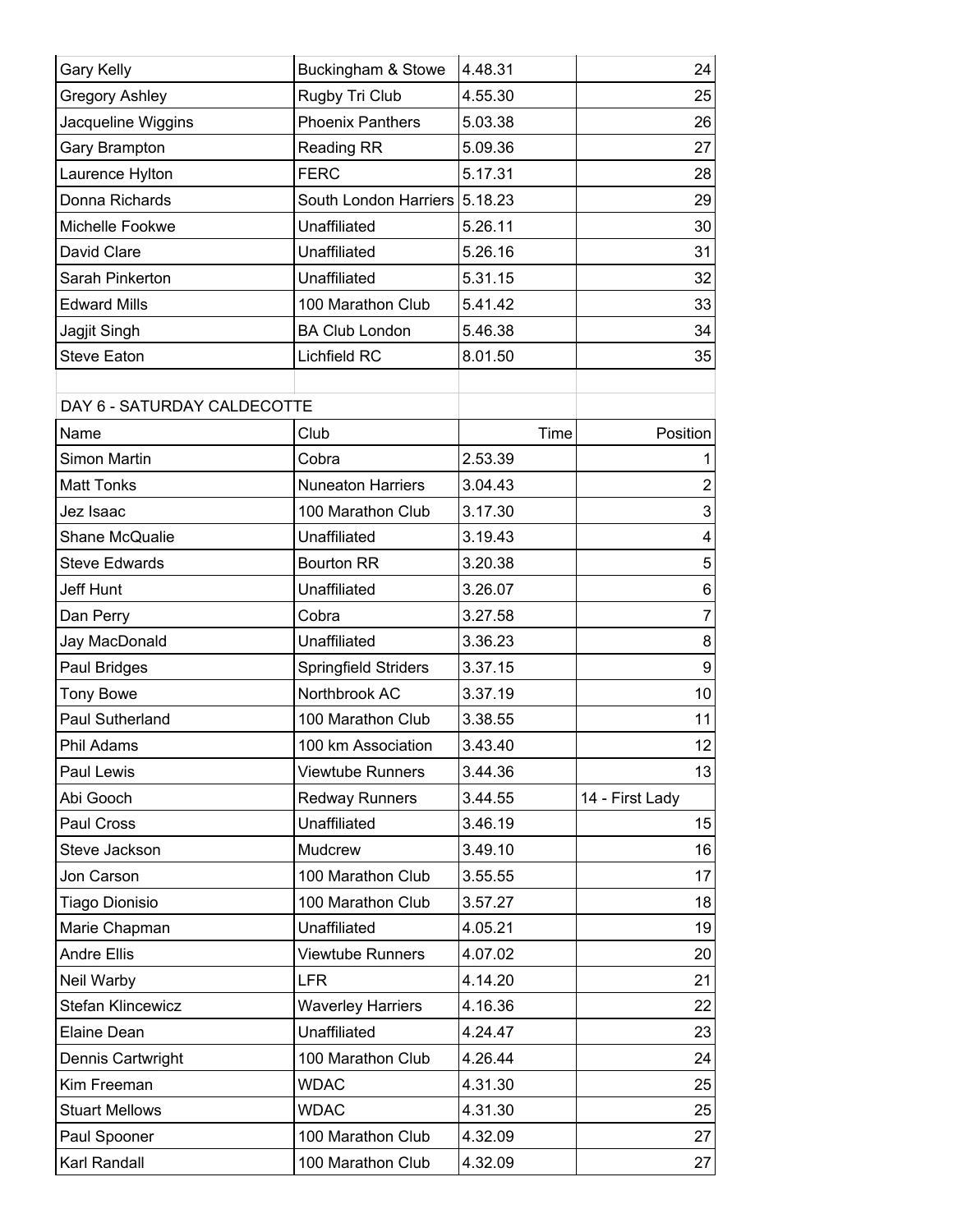| | | | |
|---|---|---|---|
| Gary Kelly | Buckingham & Stowe | 4.48.31 | 24 |
| Gregory Ashley | Rugby Tri Club | 4.55.30 | 25 |
| Jacqueline Wiggins | Phoenix Panthers | 5.03.38 | 26 |
| Gary Brampton | Reading RR | 5.09.36 | 27 |
| Laurence Hylton | FERC | 5.17.31 | 28 |
| Donna Richards | South London Harriers | 5.18.23 | 29 |
| Michelle Fookwe | Unaffiliated | 5.26.11 | 30 |
| David Clare | Unaffiliated | 5.26.16 | 31 |
| Sarah Pinkerton | Unaffiliated | 5.31.15 | 32 |
| Edward Mills | 100 Marathon Club | 5.41.42 | 33 |
| Jagjit Singh | BA Club London | 5.46.38 | 34 |
| Steve Eaton | Lichfield RC | 8.01.50 | 35 |

DAY 6 - SATURDAY CALDECOTTE

| Name | Club | Time | Position |
|---|---|---|---|
| Simon Martin | Cobra | 2.53.39 | 1 |
| Matt Tonks | Nuneaton Harriers | 3.04.43 | 2 |
| Jez Isaac | 100 Marathon Club | 3.17.30 | 3 |
| Shane McQualie | Unaffiliated | 3.19.43 | 4 |
| Steve Edwards | Bourton RR | 3.20.38 | 5 |
| Jeff Hunt | Unaffiliated | 3.26.07 | 6 |
| Dan Perry | Cobra | 3.27.58 | 7 |
| Jay MacDonald | Unaffiliated | 3.36.23 | 8 |
| Paul Bridges | Springfield Striders | 3.37.15 | 9 |
| Tony Bowe | Northbrook AC | 3.37.19 | 10 |
| Paul Sutherland | 100 Marathon Club | 3.38.55 | 11 |
| Phil Adams | 100 km Association | 3.43.40 | 12 |
| Paul Lewis | Viewtube Runners | 3.44.36 | 13 |
| Abi Gooch | Redway Runners | 3.44.55 | 14 - First Lady |
| Paul Cross | Unaffiliated | 3.46.19 | 15 |
| Steve Jackson | Mudcrew | 3.49.10 | 16 |
| Jon Carson | 100 Marathon Club | 3.55.55 | 17 |
| Tiago Dionisio | 100 Marathon Club | 3.57.27 | 18 |
| Marie Chapman | Unaffiliated | 4.05.21 | 19 |
| Andre Ellis | Viewtube Runners | 4.07.02 | 20 |
| Neil Warby | LFR | 4.14.20 | 21 |
| Stefan Klincewicz | Waverley Harriers | 4.16.36 | 22 |
| Elaine Dean | Unaffiliated | 4.24.47 | 23 |
| Dennis Cartwright | 100 Marathon Club | 4.26.44 | 24 |
| Kim Freeman | WDAC | 4.31.30 | 25 |
| Stuart Mellows | WDAC | 4.31.30 | 25 |
| Paul Spooner | 100 Marathon Club | 4.32.09 | 27 |
| Karl Randall | 100 Marathon Club | 4.32.09 | 27 |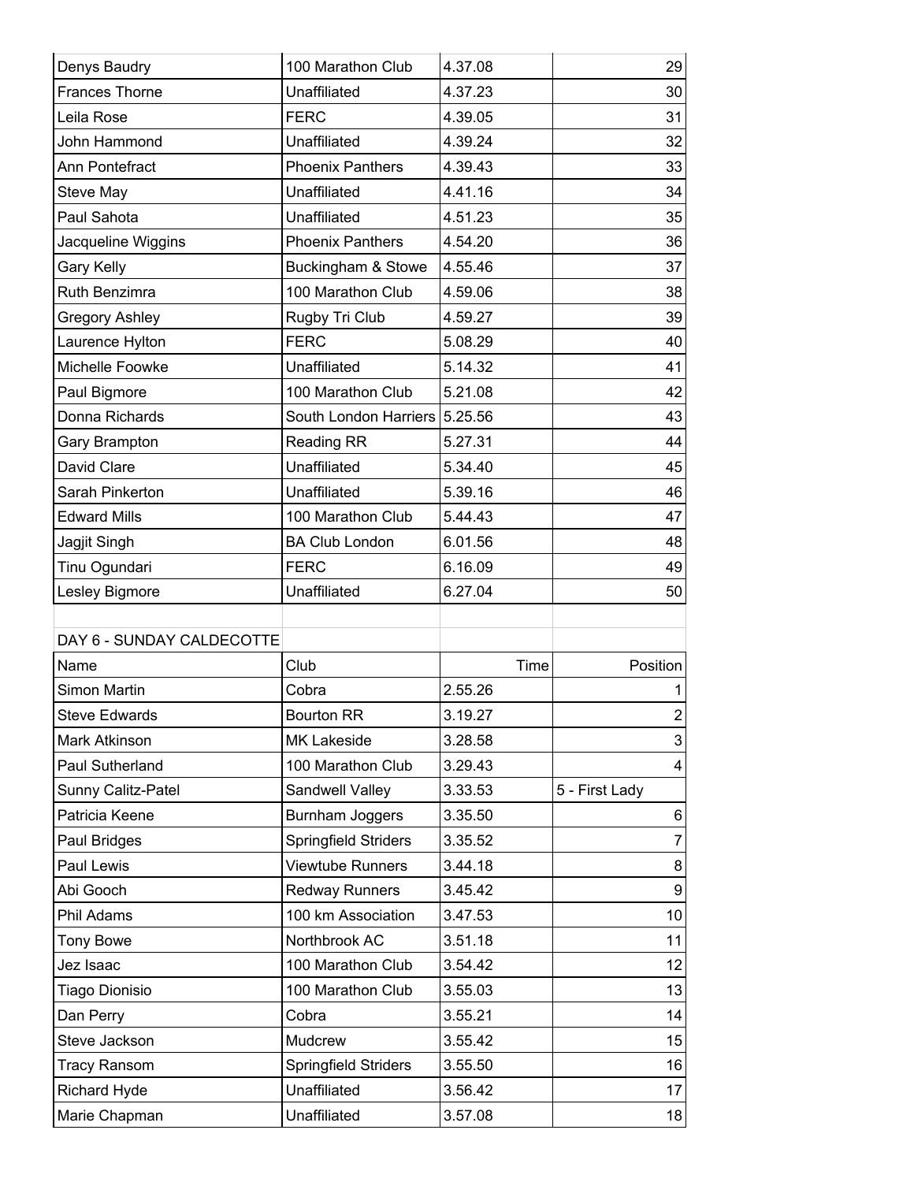| | | | |
|---|---|---|---|
| Denys Baudry | 100 Marathon Club | 4.37.08 | 29 |
| Frances Thorne | Unaffiliated | 4.37.23 | 30 |
| Leila Rose | FERC | 4.39.05 | 31 |
| John Hammond | Unaffiliated | 4.39.24 | 32 |
| Ann Pontefract | Phoenix Panthers | 4.39.43 | 33 |
| Steve May | Unaffiliated | 4.41.16 | 34 |
| Paul Sahota | Unaffiliated | 4.51.23 | 35 |
| Jacqueline Wiggins | Phoenix Panthers | 4.54.20 | 36 |
| Gary Kelly | Buckingham & Stowe | 4.55.46 | 37 |
| Ruth Benzimra | 100 Marathon Club | 4.59.06 | 38 |
| Gregory Ashley | Rugby Tri Club | 4.59.27 | 39 |
| Laurence Hylton | FERC | 5.08.29 | 40 |
| Michelle Foowke | Unaffiliated | 5.14.32 | 41 |
| Paul Bigmore | 100 Marathon Club | 5.21.08 | 42 |
| Donna Richards | South London Harriers | 5.25.56 | 43 |
| Gary Brampton | Reading RR | 5.27.31 | 44 |
| David Clare | Unaffiliated | 5.34.40 | 45 |
| Sarah Pinkerton | Unaffiliated | 5.39.16 | 46 |
| Edward Mills | 100 Marathon Club | 5.44.43 | 47 |
| Jagjit Singh | BA Club London | 6.01.56 | 48 |
| Tinu Ogundari | FERC | 6.16.09 | 49 |
| Lesley Bigmore | Unaffiliated | 6.27.04 | 50 |

DAY 6 - SUNDAY CALDECOTTE

| Name | Club | Time | Position |
|---|---|---|---|
| Simon Martin | Cobra | 2.55.26 | 1 |
| Steve Edwards | Bourton RR | 3.19.27 | 2 |
| Mark Atkinson | MK Lakeside | 3.28.58 | 3 |
| Paul Sutherland | 100 Marathon Club | 3.29.43 | 4 |
| Sunny Calitz-Patel | Sandwell Valley | 3.33.53 | 5 - First Lady |
| Patricia Keene | Burnham Joggers | 3.35.50 | 6 |
| Paul Bridges | Springfield Striders | 3.35.52 | 7 |
| Paul Lewis | Viewtube Runners | 3.44.18 | 8 |
| Abi Gooch | Redway Runners | 3.45.42 | 9 |
| Phil Adams | 100 km Association | 3.47.53 | 10 |
| Tony Bowe | Northbrook AC | 3.51.18 | 11 |
| Jez Isaac | 100 Marathon Club | 3.54.42 | 12 |
| Tiago Dionisio | 100 Marathon Club | 3.55.03 | 13 |
| Dan Perry | Cobra | 3.55.21 | 14 |
| Steve Jackson | Mudcrew | 3.55.42 | 15 |
| Tracy Ransom | Springfield Striders | 3.55.50 | 16 |
| Richard Hyde | Unaffiliated | 3.56.42 | 17 |
| Marie Chapman | Unaffiliated | 3.57.08 | 18 |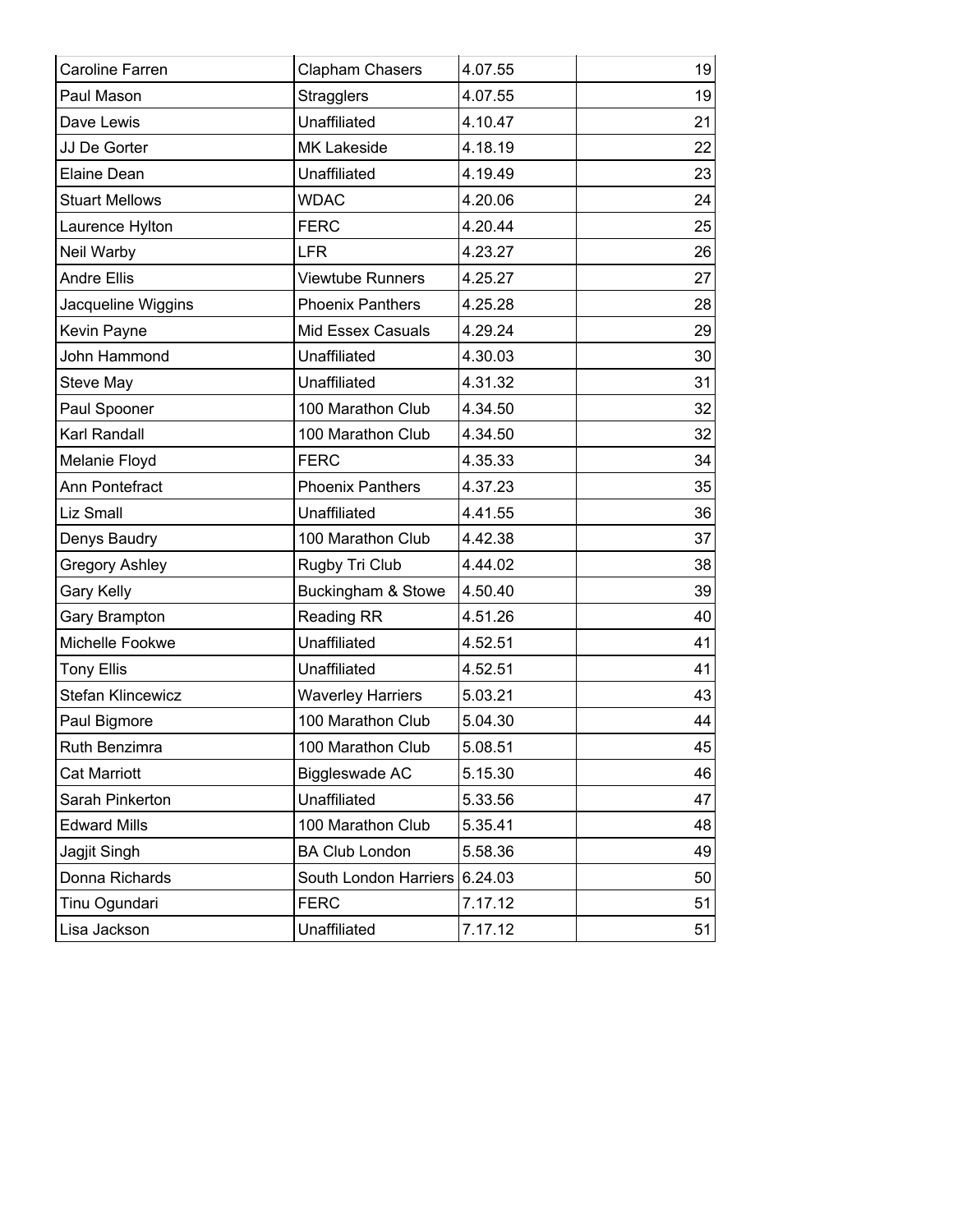| | | | |
|---|---|---|---|
| Caroline Farren | Clapham Chasers | 4.07.55 | 19 |
| Paul Mason | Stragglers | 4.07.55 | 19 |
| Dave Lewis | Unaffiliated | 4.10.47 | 21 |
| JJ De Gorter | MK Lakeside | 4.18.19 | 22 |
| Elaine Dean | Unaffiliated | 4.19.49 | 23 |
| Stuart Mellows | WDAC | 4.20.06 | 24 |
| Laurence Hylton | FERC | 4.20.44 | 25 |
| Neil Warby | LFR | 4.23.27 | 26 |
| Andre Ellis | Viewtube Runners | 4.25.27 | 27 |
| Jacqueline Wiggins | Phoenix Panthers | 4.25.28 | 28 |
| Kevin Payne | Mid Essex Casuals | 4.29.24 | 29 |
| John Hammond | Unaffiliated | 4.30.03 | 30 |
| Steve May | Unaffiliated | 4.31.32 | 31 |
| Paul Spooner | 100 Marathon Club | 4.34.50 | 32 |
| Karl Randall | 100 Marathon Club | 4.34.50 | 32 |
| Melanie Floyd | FERC | 4.35.33 | 34 |
| Ann Pontefract | Phoenix Panthers | 4.37.23 | 35 |
| Liz Small | Unaffiliated | 4.41.55 | 36 |
| Denys Baudry | 100 Marathon Club | 4.42.38 | 37 |
| Gregory Ashley | Rugby Tri Club | 4.44.02 | 38 |
| Gary Kelly | Buckingham & Stowe | 4.50.40 | 39 |
| Gary Brampton | Reading RR | 4.51.26 | 40 |
| Michelle Fookwe | Unaffiliated | 4.52.51 | 41 |
| Tony Ellis | Unaffiliated | 4.52.51 | 41 |
| Stefan Klincewicz | Waverley Harriers | 5.03.21 | 43 |
| Paul Bigmore | 100 Marathon Club | 5.04.30 | 44 |
| Ruth Benzimra | 100 Marathon Club | 5.08.51 | 45 |
| Cat Marriott | Biggleswade AC | 5.15.30 | 46 |
| Sarah Pinkerton | Unaffiliated | 5.33.56 | 47 |
| Edward Mills | 100 Marathon Club | 5.35.41 | 48 |
| Jagjit Singh | BA Club London | 5.58.36 | 49 |
| Donna Richards | South London Harriers | 6.24.03 | 50 |
| Tinu Ogundari | FERC | 7.17.12 | 51 |
| Lisa Jackson | Unaffiliated | 7.17.12 | 51 |